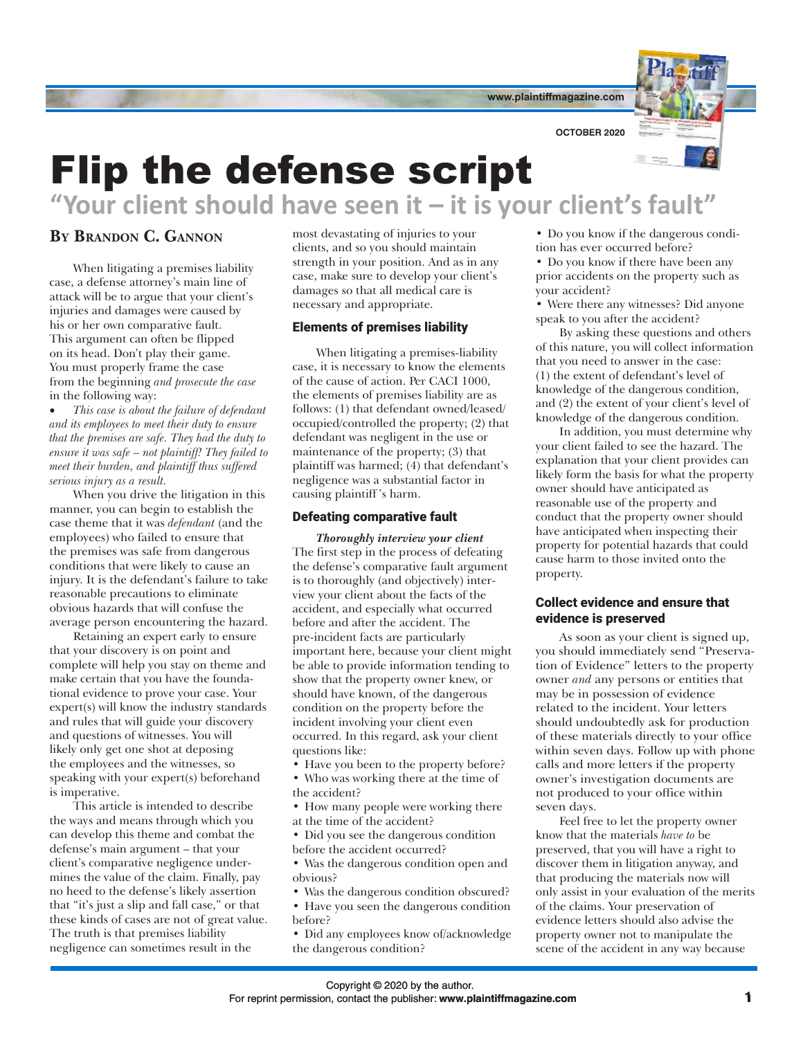# Flip the defense script

## "Your client should have seen it – it is your client's fault"

**By Brandon C. Gannon**

When litigating a premises liability case, a defense attorney's main line of attack will be to argue that your client's injuries and damages were caused by his or her own comparative fault. This argument can often be flipped on its head. Don't play their game. You must properly frame the case from the beginning *and prosecute the case* in the following way:

- *This case is about the failure of defendant and its employees to meet their duty to ensure that the premises are safe. They had the duty to ensure it was safe – not plaintiff! They failed to meet their burden, and plaintiff thus suffered serious injury as a result.*

When you drive the litigation in this manner, you can begin to establish the case theme that it was *defendant* (and the employees) who failed to ensure that the premises was safe from dangerous conditions that were likely to cause an injury. It is the defendant's failure to take reasonable precautions to eliminate obvious hazards that will confuse the average person encountering the hazard.

Retaining an expert early to ensure that your discovery is on point and complete will help you stay on theme and make certain that you have the foundational evidence to prove your case. Your expert(s) will know the industry standards and rules that will guide your discovery and questions of witnesses. You will likely only get one shot at deposing the employees and the witnesses, so speaking with your expert(s) beforehand is imperative.

This article is intended to describe the ways and means through which you can develop this theme and combat the defense's main argument – that your client's comparative negligence undermines the value of the claim. Finally, pay no heed to the defense's likely assertion that "it's just a slip and fall case," or that these kinds of cases are not of great value. The truth is that premises liability negligence can sometimes result in the most devastating of injuries to your clients, and so you should maintain strength in your position. And as in any case, make sure to develop your client's damages so that all medical care is necessary and appropriate.

### Elements of premises liability

When litigating a premises-liability case, it is necessary to know the elements of the cause of action. Per CACI 1000, the elements of premises liability are as follows: (1) that defendant owned/leased/occupied/controlled the property; (2) that defendant was negligent in the use or maintenance of the property; (3) that plaintiff was harmed; (4) that defendant's negligence was a substantial factor in causing plaintiff's harm.

### Defeating comparative fault

***Thoroughly interview your client***

The first step in the process of defeating the defense's comparative fault argument is to thoroughly (and objectively) interview your client about the facts of the accident, and especially what occurred before and after the accident. The pre-incident facts are particularly important here, because your client might be able to provide information tending to show that the property owner knew, or should have known, of the dangerous condition on the property before the incident involving your client even occurred. In this regard, ask your client questions like:

- Have you been to the property before?
- Who was working there at the time of the accident?
- How many people were working there at the time of the accident?
- Did you see the dangerous condition before the accident occurred?
- Was the dangerous condition open and obvious?
- Was the dangerous condition obscured?
- Have you seen the dangerous condition before?
- Did any employees know of/acknowledge the dangerous condition?
- Do you know if the dangerous condition has ever occurred before?
- Do you know if there have been any prior accidents on the property such as your accident?
- Were there any witnesses? Did anyone speak to you after the accident?

By asking these questions and others of this nature, you will collect information that you need to answer in the case: (1) the extent of defendant's level of knowledge of the dangerous condition, and (2) the extent of your client's level of knowledge of the dangerous condition.

In addition, you must determine why your client failed to see the hazard. The explanation that your client provides can likely form the basis for what the property owner should have anticipated as reasonable use of the property and conduct that the property owner should have anticipated when inspecting their property for potential hazards that could cause harm to those invited onto the property.

### Collect evidence and ensure that evidence is preserved

As soon as your client is signed up, you should immediately send "Preservation of Evidence" letters to the property owner *and* any persons or entities that may be in possession of evidence related to the incident. Your letters should undoubtedly ask for production of these materials directly to your office within seven days. Follow up with phone calls and more letters if the property owner's investigation documents are not produced to your office within seven days.

Feel free to let the property owner know that the materials *have to* be preserved, that you will have a right to discover them in litigation anyway, and that producing the materials now will only assist in your evaluation of the merits of the claims. Your preservation of evidence letters should also advise the property owner not to manipulate the scene of the accident in any way because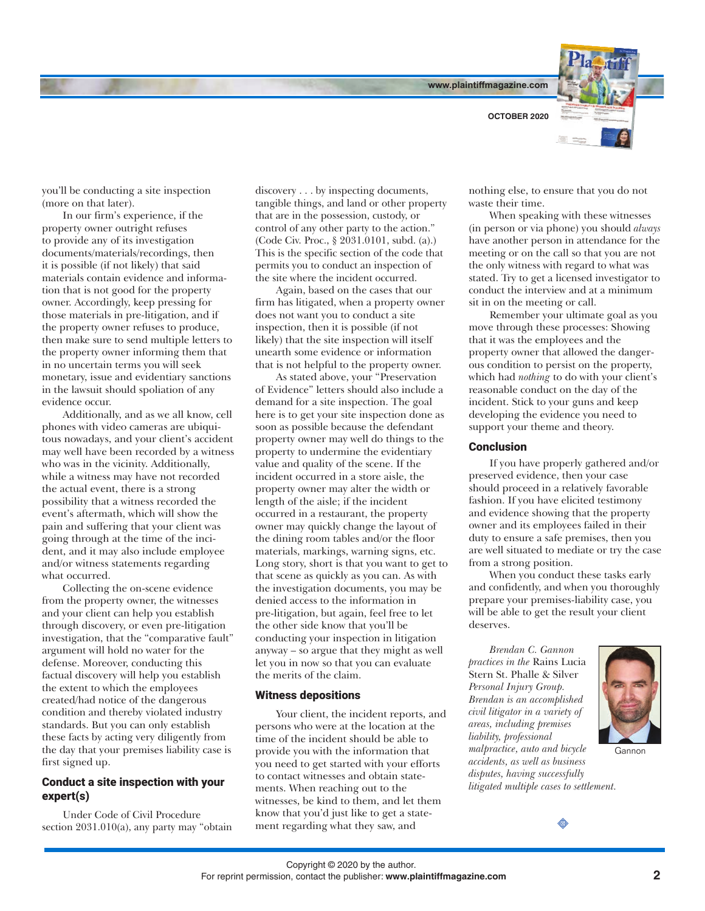you'll be conducting a site inspection (more on that later).

In our firm's experience, if the property owner outright refuses to provide any of its investigation documents/materials/recordings, then it is possible (if not likely) that said materials contain evidence and information that is not good for the property owner. Accordingly, keep pressing for those materials in pre-litigation, and if the property owner refuses to produce, then make sure to send multiple letters to the property owner informing them that in no uncertain terms you will seek monetary, issue and evidentiary sanctions in the lawsuit should spoliation of any evidence occur.

Additionally, and as we all know, cell phones with video cameras are ubiquitous nowadays, and your client's accident may well have been recorded by a witness who was in the vicinity. Additionally, while a witness may have not recorded the actual event, there is a strong possibility that a witness recorded the event's aftermath, which will show the pain and suffering that your client was going through at the time of the incident, and it may also include employee and/or witness statements regarding what occurred.

Collecting the on-scene evidence from the property owner, the witnesses and your client can help you establish through discovery, or even pre-litigation investigation, that the "comparative fault" argument will hold no water for the defense. Moreover, conducting this factual discovery will help you establish the extent to which the employees created/had notice of the dangerous condition and thereby violated industry standards. But you can only establish these facts by acting very diligently from the day that your premises liability case is first signed up.

### Conduct a site inspection with your expert(s)

Under Code of Civil Procedure section 2031.010(a), any party may "obtain discovery . . . by inspecting documents, tangible things, and land or other property that are in the possession, custody, or control of any other party to the action." (Code Civ. Proc., § 2031.0101, subd. (a).) This is the specific section of the code that permits you to conduct an inspection of the site where the incident occurred.

Again, based on the cases that our firm has litigated, when a property owner does not want you to conduct a site inspection, then it is possible (if not likely) that the site inspection will itself unearth some evidence or information that is not helpful to the property owner.

As stated above, your "Preservation of Evidence" letters should also include a demand for a site inspection. The goal here is to get your site inspection done as soon as possible because the defendant property owner may well do things to the property to undermine the evidentiary value and quality of the scene. If the incident occurred in a store aisle, the property owner may alter the width or length of the aisle; if the incident occurred in a restaurant, the property owner may quickly change the layout of the dining room tables and/or the floor materials, markings, warning signs, etc. Long story, short is that you want to get to that scene as quickly as you can. As with the investigation documents, you may be denied access to the information in pre-litigation, but again, feel free to let the other side know that you'll be conducting your inspection in litigation anyway – so argue that they might as well let you in now so that you can evaluate the merits of the claim.

### Witness depositions

Your client, the incident reports, and persons who were at the location at the time of the incident should be able to provide you with the information that you need to get started with your efforts to contact witnesses and obtain statements. When reaching out to the witnesses, be kind to them, and let them know that you'd just like to get a statement regarding what they saw, and nothing else, to ensure that you do not waste their time.

When speaking with these witnesses (in person or via phone) you should *always* have another person in attendance for the meeting or on the call so that you are not the only witness with regard to what was stated. Try to get a licensed investigator to conduct the interview and at a minimum sit in on the meeting or call.

Remember your ultimate goal as you move through these processes: Showing that it was the employees and the property owner that allowed the dangerous condition to persist on the property, which had *nothing* to do with your client's reasonable conduct on the day of the incident. Stick to your guns and keep developing the evidence you need to support your theme and theory.

### Conclusion

If you have properly gathered and/or preserved evidence, then your case should proceed in a relatively favorable fashion. If you have elicited testimony and evidence showing that the property owner and its employees failed in their duty to ensure a safe premises, then you are well situated to mediate or try the case from a strong position.

When you conduct these tasks early and confidently, and when you thoroughly prepare your premises-liability case, you will be able to get the result your client deserves.

*Brendan C. Gannon practices in the* Rains Lucia Stern St. Phalle & Silver *Personal Injury Group. Brendan is an accomplished civil litigator in a variety of areas, including premises liability, professional malpractice, auto and bicycle accidents, as well as business disputes, having successfully litigated multiple cases to settlement.*

Gannon

Copyright © 2020 by the author.
For reprint permission, contact the publisher: **www.plaintiffmagazine.com**